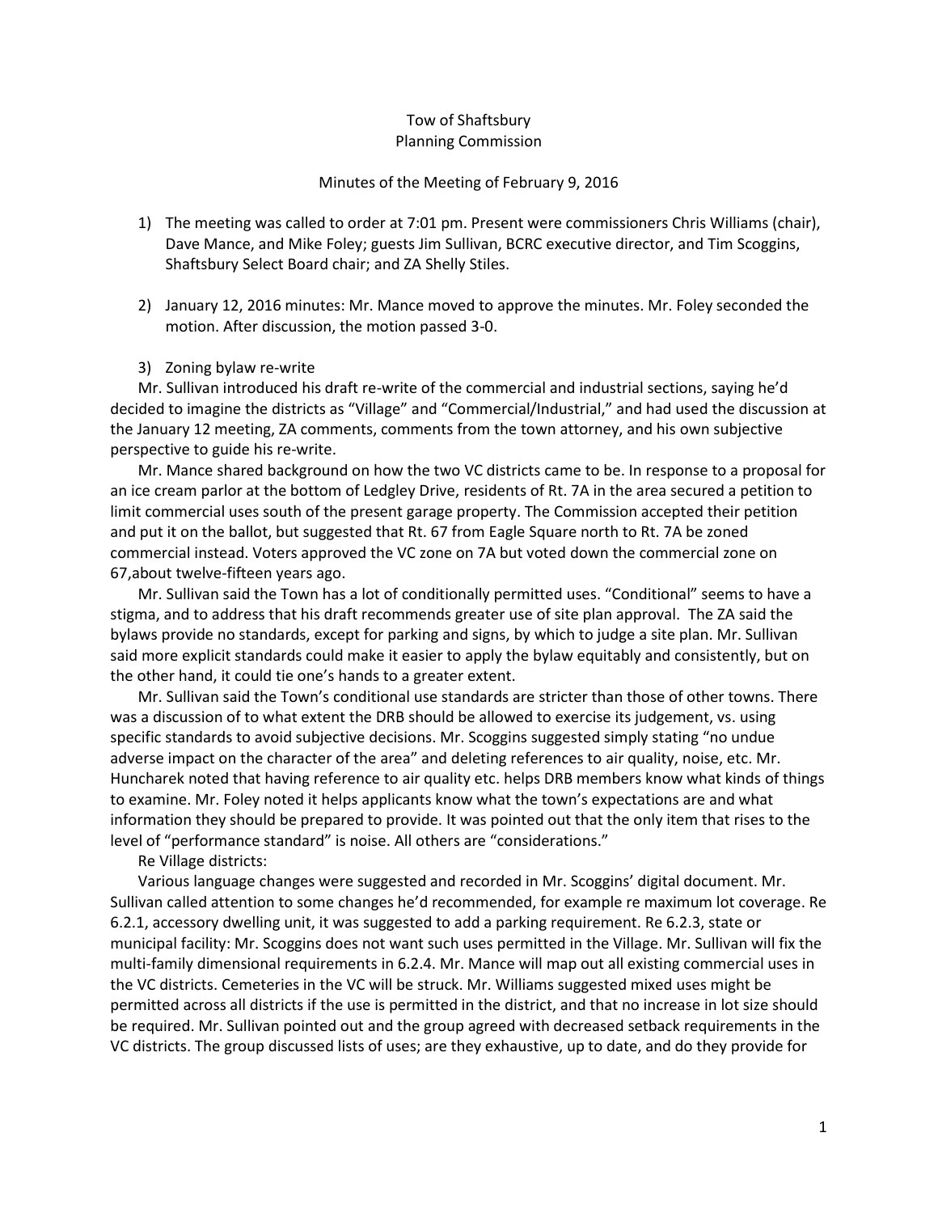Tow of Shaftsbury
Planning Commission

Minutes of the Meeting of February 9, 2016

1) The meeting was called to order at 7:01 pm. Present were commissioners Chris Williams (chair), Dave Mance, and Mike Foley; guests Jim Sullivan, BCRC executive director, and Tim Scoggins, Shaftsbury Select Board chair; and ZA Shelly Stiles.

2) January 12, 2016 minutes: Mr. Mance moved to approve the minutes. Mr. Foley seconded the motion. After discussion, the motion passed 3-0.

3) Zoning bylaw re-write

Mr. Sullivan introduced his draft re-write of the commercial and industrial sections, saying he'd decided to imagine the districts as "Village" and "Commercial/Industrial," and had used the discussion at the January 12 meeting, ZA comments, comments from the town attorney, and his own subjective perspective to guide his re-write.

Mr. Mance shared background on how the two VC districts came to be. In response to a proposal for an ice cream parlor at the bottom of Ledgley Drive, residents of Rt. 7A in the area secured a petition to limit commercial uses south of the present garage property. The Commission accepted their petition and put it on the ballot, but suggested that Rt. 67 from Eagle Square north to Rt. 7A be zoned commercial instead. Voters approved the VC zone on 7A but voted down the commercial zone on 67,about twelve-fifteen years ago.

Mr. Sullivan said the Town has a lot of conditionally permitted uses. "Conditional" seems to have a stigma, and to address that his draft recommends greater use of site plan approval. The ZA said the bylaws provide no standards, except for parking and signs, by which to judge a site plan. Mr. Sullivan said more explicit standards could make it easier to apply the bylaw equitably and consistently, but on the other hand, it could tie one's hands to a greater extent.

Mr. Sullivan said the Town's conditional use standards are stricter than those of other towns. There was a discussion of to what extent the DRB should be allowed to exercise its judgement, vs. using specific standards to avoid subjective decisions. Mr. Scoggins suggested simply stating "no undue adverse impact on the character of the area" and deleting references to air quality, noise, etc. Mr. Huncharek noted that having reference to air quality etc. helps DRB members know what kinds of things to examine. Mr. Foley noted it helps applicants know what the town's expectations are and what information they should be prepared to provide. It was pointed out that the only item that rises to the level of "performance standard" is noise. All others are "considerations."

Re Village districts:

Various language changes were suggested and recorded in Mr. Scoggins' digital document. Mr. Sullivan called attention to some changes he'd recommended, for example re maximum lot coverage. Re 6.2.1, accessory dwelling unit, it was suggested to add a parking requirement. Re 6.2.3, state or municipal facility: Mr. Scoggins does not want such uses permitted in the Village. Mr. Sullivan will fix the multi-family dimensional requirements in 6.2.4. Mr. Mance will map out all existing commercial uses in the VC districts. Cemeteries in the VC will be struck. Mr. Williams suggested mixed uses might be permitted across all districts if the use is permitted in the district, and that no increase in lot size should be required. Mr. Sullivan pointed out and the group agreed with decreased setback requirements in the VC districts. The group discussed lists of uses; are they exhaustive, up to date, and do they provide for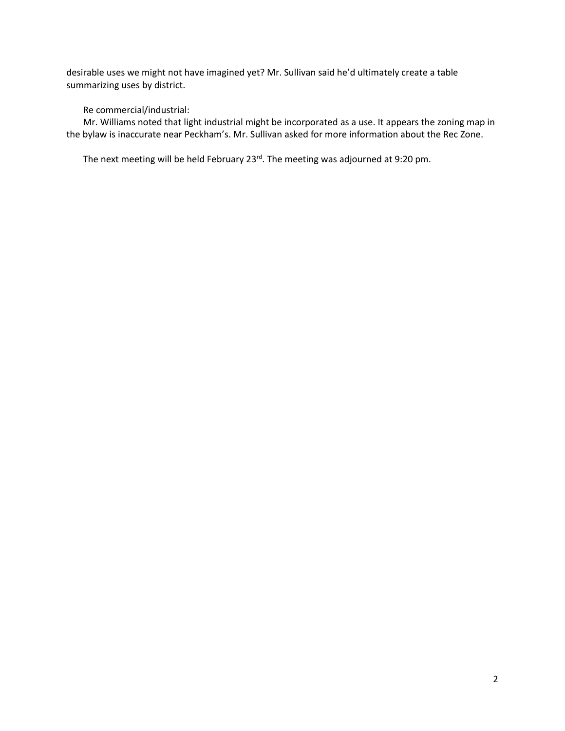desirable uses we might not have imagined yet? Mr. Sullivan said he'd ultimately create a table summarizing uses by district.

Re commercial/industrial:

Mr. Williams noted that light industrial might be incorporated as a use. It appears the zoning map in the bylaw is inaccurate near Peckham's. Mr. Sullivan asked for more information about the Rec Zone.

The next meeting will be held February 23rd. The meeting was adjourned at 9:20 pm.